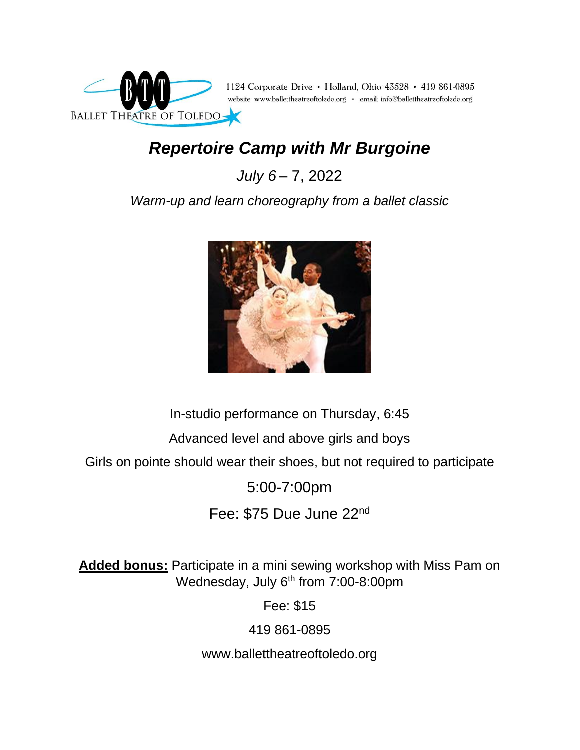BALLET THEATRE OF TOLEDO

1124 Corporate Drive • Holland, Ohio 43528 • 419 861-0895
website: www.ballettheatreoftoledo.org • email: info@ballettheatreoftoledo.org

# *Repertoire Camp with Mr Burgoine*

*July 6* – 7, 2022

*Warm-up and learn choreography from a ballet classic*

In-studio performance on Thursday, 6:45

Advanced level and above girls and boys

Girls on pointe should wear their shoes, but not required to participate

5:00-7:00pm

Fee: $75 Due June 22nd

**Added bonus:** Participate in a mini sewing workshop with Miss Pam on Wednesday, July 6th from 7:00-8:00pm

Fee: $15

419 861-0895

www.ballettheatreoftoledo.org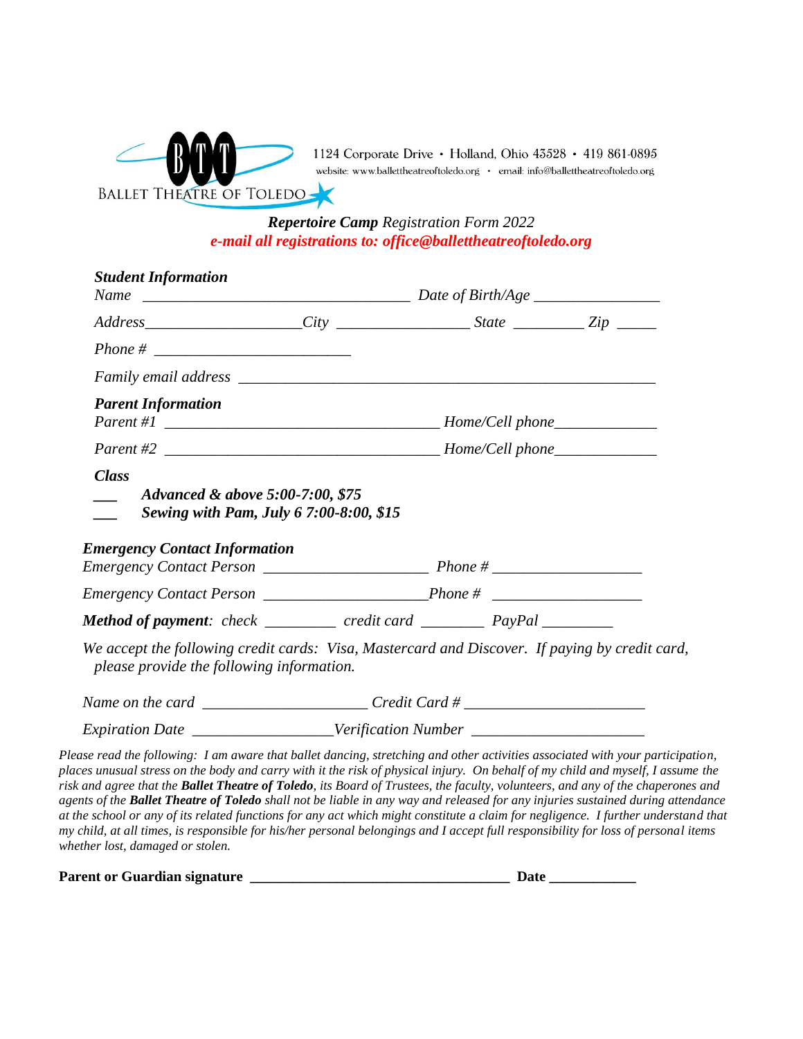BTT BALLET THEATRE OF TOLEDO

1124 Corporate Drive • Holland, Ohio 43528 • 419 861-0895
website: www.ballettheatreoftoledo.org • email: info@ballettheatreoftoledo.org

***Repertoire Camp** Registration Form 2022*

***e-mail all registrations to: office@ballettheatreoftoledo.org***

***Student Information***

*Name* __________________________________ *Date of Birth/Age* ________________

*Address*___________________*City* ________________ *State* _________ *Zip* _____

*Phone #* _________________________

*Family email address* _____________________________________________________

***Parent Information***

*Parent #1* ___________________________________ *Home/Cell phone*_____________

*Parent #2* ___________________________________ *Home/Cell phone*_____________

***Class***

___ ***Advanced & above 5:00-7:00, $75***

___ ***Sewing with Pam, July 6 7:00-8:00, $15***

***Emergency Contact Information***

*Emergency Contact Person* _____________________ *Phone #* ___________________

*Emergency Contact Person* _____________________*Phone #* ___________________

***Method of payment**: check* _________ *credit card* ________ *PayPal* _________

*We accept the following credit cards: Visa, Mastercard and Discover. If paying by credit card, please provide the following information.*

*Name on the card* _____________________ *Credit Card #* ______________________

*Expiration Date* _________________*Verification Number* _____________________

*Please read the following: I am aware that ballet dancing, stretching and other activities associated with your participation, places unusual stress on the body and carry with it the risk of physical injury. On behalf of my child and myself, I assume the risk and agree that the **Ballet Theatre of Toledo**, its Board of Trustees, the faculty, volunteers, and any of the chaperones and agents of the **Ballet Theatre of Toledo** shall not be liable in any way and released for any injuries sustained during attendance at the school or any of its related functions for any act which might constitute a claim for negligence. I further understand that my child, at all times, is responsible for his/her personal belongings and I accept full responsibility for loss of personal items whether lost, damaged or stolen.*

**Parent or Guardian signature** ___________________________________ **Date** ___________